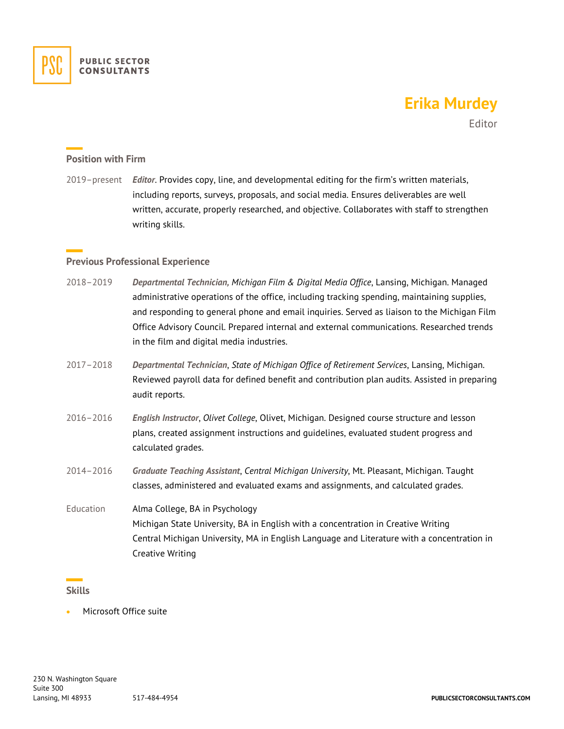PUBLIC SECTOR CONSULTANTS

# Erika Murdey

Editor

## Position with Firm

2019–present ***Editor***. Provides copy, line, and developmental editing for the firm's written materials, including reports, surveys, proposals, and social media. Ensures deliverables are well written, accurate, properly researched, and objective. Collaborates with staff to strengthen writing skills.

## Previous Professional Experience

2018–2019 ***Departmental Technician,*** *Michigan Film & Digital Media Office*, Lansing, Michigan. Managed administrative operations of the office, including tracking spending, maintaining supplies, and responding to general phone and email inquiries. Served as liaison to the Michigan Film Office Advisory Council. Prepared internal and external communications. Researched trends in the film and digital media industries.

2017–2018 ***Departmental Technician***, *State of Michigan Office of Retirement Services*, Lansing, Michigan. Reviewed payroll data for defined benefit and contribution plan audits. Assisted in preparing audit reports.

2016–2016 ***English Instructor***, *Olivet College*, Olivet, Michigan. Designed course structure and lesson plans, created assignment instructions and guidelines, evaluated student progress and calculated grades.

2014–2016 ***Graduate Teaching Assistant***, *Central Michigan University*, Mt. Pleasant, Michigan. Taught classes, administered and evaluated exams and assignments, and calculated grades.

Education
Alma College, BA in Psychology
Michigan State University, BA in English with a concentration in Creative Writing
Central Michigan University, MA in English Language and Literature with a concentration in Creative Writing

## Skills

- Microsoft Office suite

230 N. Washington Square
Suite 300
Lansing, MI 48933
517-484-4954
PUBLICSECTORCONSULTANTS.COM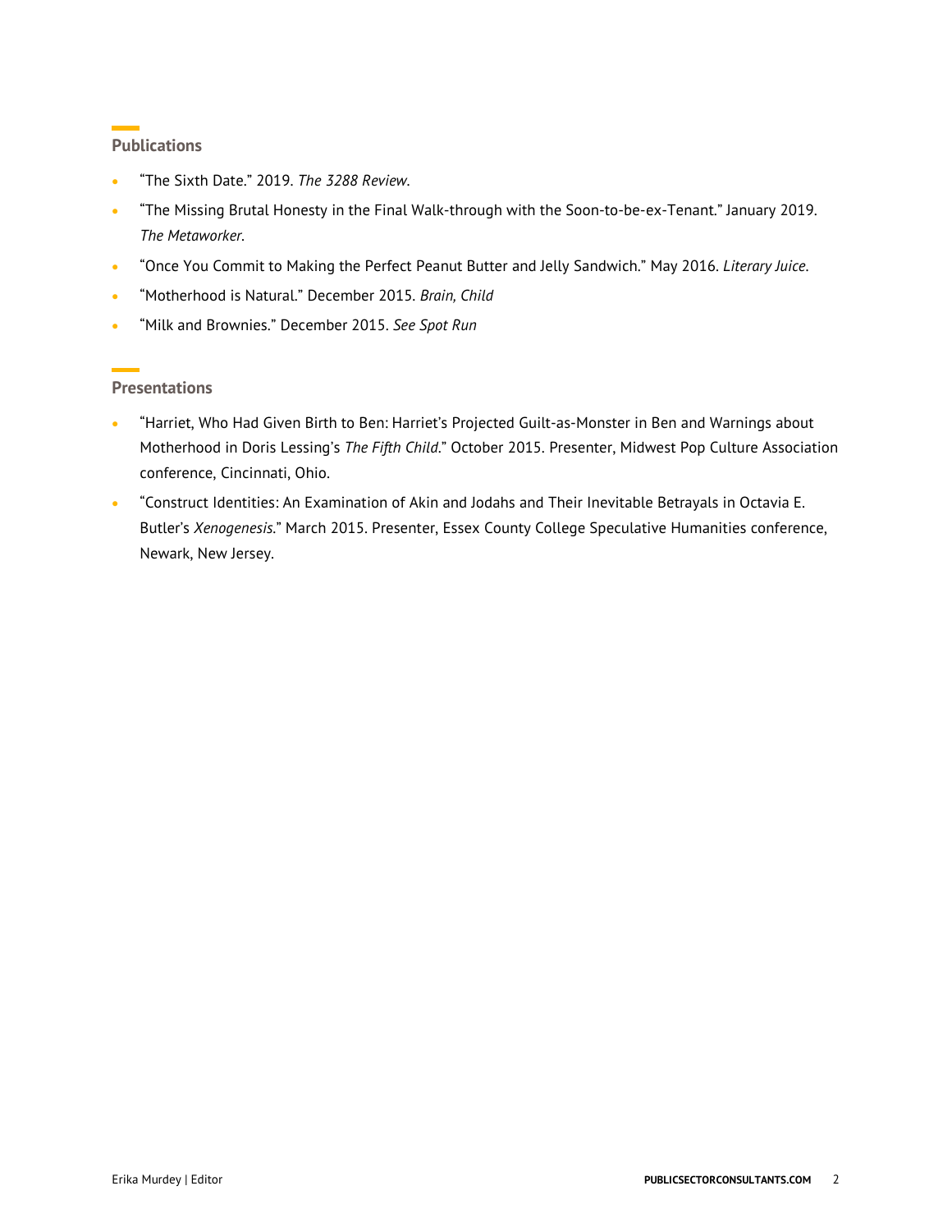## Publications

- "The Sixth Date." 2019. *The 3288 Review*.
- "The Missing Brutal Honesty in the Final Walk-through with the Soon-to-be-ex-Tenant." January 2019. *The Metaworker*.
- "Once You Commit to Making the Perfect Peanut Butter and Jelly Sandwich." May 2016. *Literary Juice*.
- "Motherhood is Natural." December 2015. *Brain, Child*
- "Milk and Brownies." December 2015. *See Spot Run*

## Presentations

- "Harriet, Who Had Given Birth to Ben: Harriet's Projected Guilt-as-Monster in Ben and Warnings about Motherhood in Doris Lessing's *The Fifth Child*." October 2015. Presenter, Midwest Pop Culture Association conference, Cincinnati, Ohio.
- "Construct Identities: An Examination of Akin and Jodahs and Their Inevitable Betrayals in Octavia E. Butler's *Xenogenesis*." March 2015. Presenter, Essex County College Speculative Humanities conference, Newark, New Jersey.